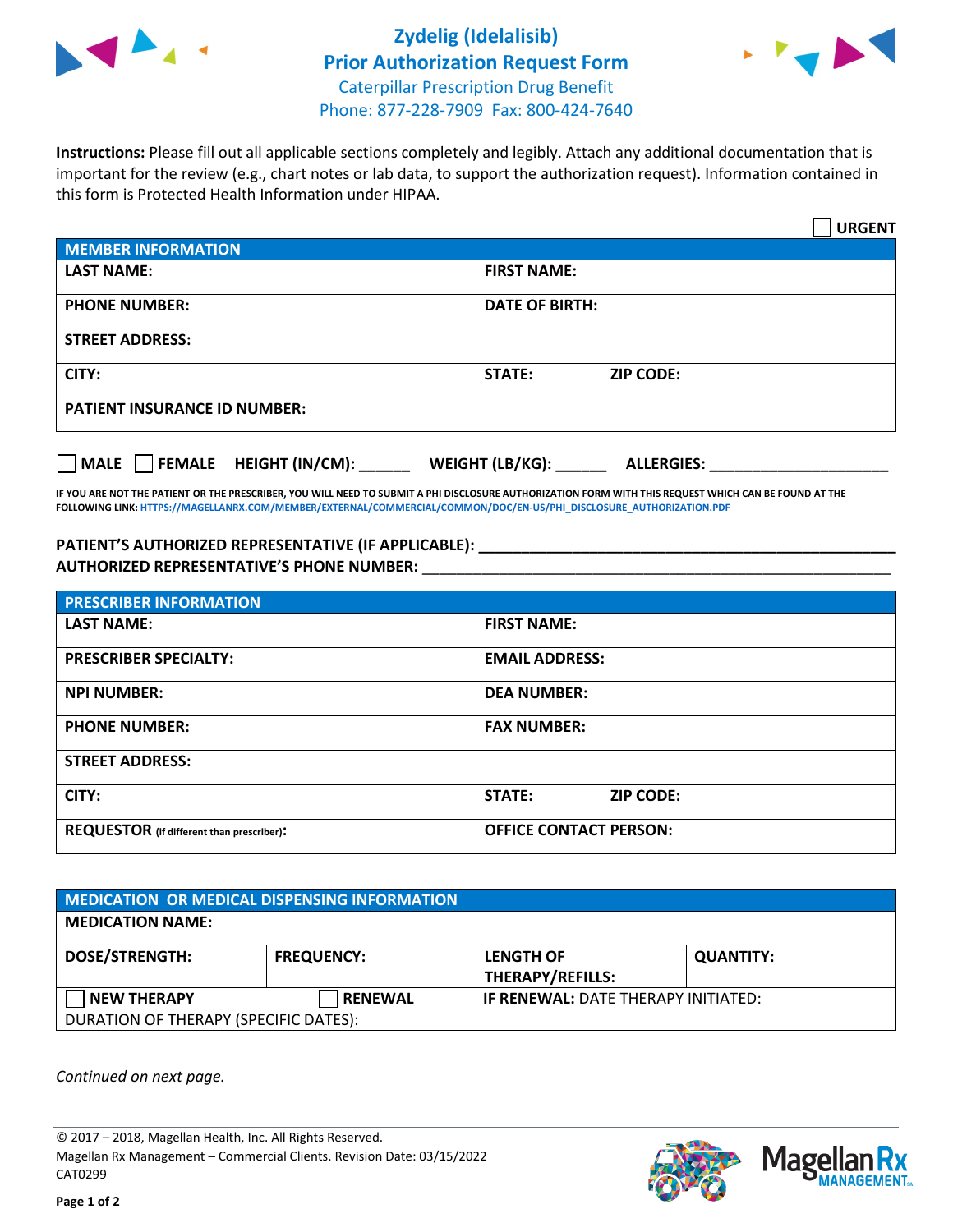# Zydelig (Idelalisib)
## Prior Authorization Request Form
Caterpillar Prescription Drug Benefit
Phone: 877-228-7909 Fax: 800-424-7640

**Instructions:** Please fill out all applicable sections completely and legibly. Attach any additional documentation that is important for the review (e.g., chart notes or lab data, to support the authorization request). Information contained in this form is Protected Health Information under HIPAA.

☐ **URGENT**

| **MEMBER INFORMATION** | |
|---|---|
| **LAST NAME:** | **FIRST NAME:** |
| **PHONE NUMBER:** | **DATE OF BIRTH:** |
| **STREET ADDRESS:** | |
| **CITY:** | **STATE:** **ZIP CODE:** |
| **PATIENT INSURANCE ID NUMBER:** | |

☐ **MALE** ☐ **FEMALE** **HEIGHT (IN/CM):** ______ **WEIGHT (LB/KG):** ______ **ALLERGIES:** ____________________

**IF YOU ARE NOT THE PATIENT OR THE PRESCRIBER, YOU WILL NEED TO SUBMIT A PHI DISCLOSURE AUTHORIZATION FORM WITH THIS REQUEST WHICH CAN BE FOUND AT THE FOLLOWING LINK:** HTTPS://MAGELLANRX.COM/MEMBER/EXTERNAL/COMMERCIAL/COMMON/DOC/EN-US/PHI_DISCLOSURE_AUTHORIZATION.PDF

**PATIENT'S AUTHORIZED REPRESENTATIVE (IF APPLICABLE):** ____________________________________________
**AUTHORIZED REPRESENTATIVE'S PHONE NUMBER:** ____________________________________________

| **PRESCRIBER INFORMATION** | |
|---|---|
| **LAST NAME:** | **FIRST NAME:** |
| **PRESCRIBER SPECIALTY:** | **EMAIL ADDRESS:** |
| **NPI NUMBER:** | **DEA NUMBER:** |
| **PHONE NUMBER:** | **FAX NUMBER:** |
| **STREET ADDRESS:** | |
| **CITY:** | **STATE:** **ZIP CODE:** |
| **REQUESTOR** (if different than prescriber): | **OFFICE CONTACT PERSON:** |

| **MEDICATION OR MEDICAL DISPENSING INFORMATION** | | | |
|---|---|---|---|
| **MEDICATION NAME:** | | | |
| **DOSE/STRENGTH:** | **FREQUENCY:** | **LENGTH OF THERAPY/REFILLS:** | **QUANTITY:** |
| ☐ **NEW THERAPY** | ☐ **RENEWAL** | **IF RENEWAL:** DATE THERAPY INITIATED: | |
| DURATION OF THERAPY (SPECIFIC DATES): | | | |

*Continued on next page.*

© 2017 – 2018, Magellan Health, Inc. All Rights Reserved.
Magellan Rx Management – Commercial Clients. Revision Date: 03/15/2022
CAT0299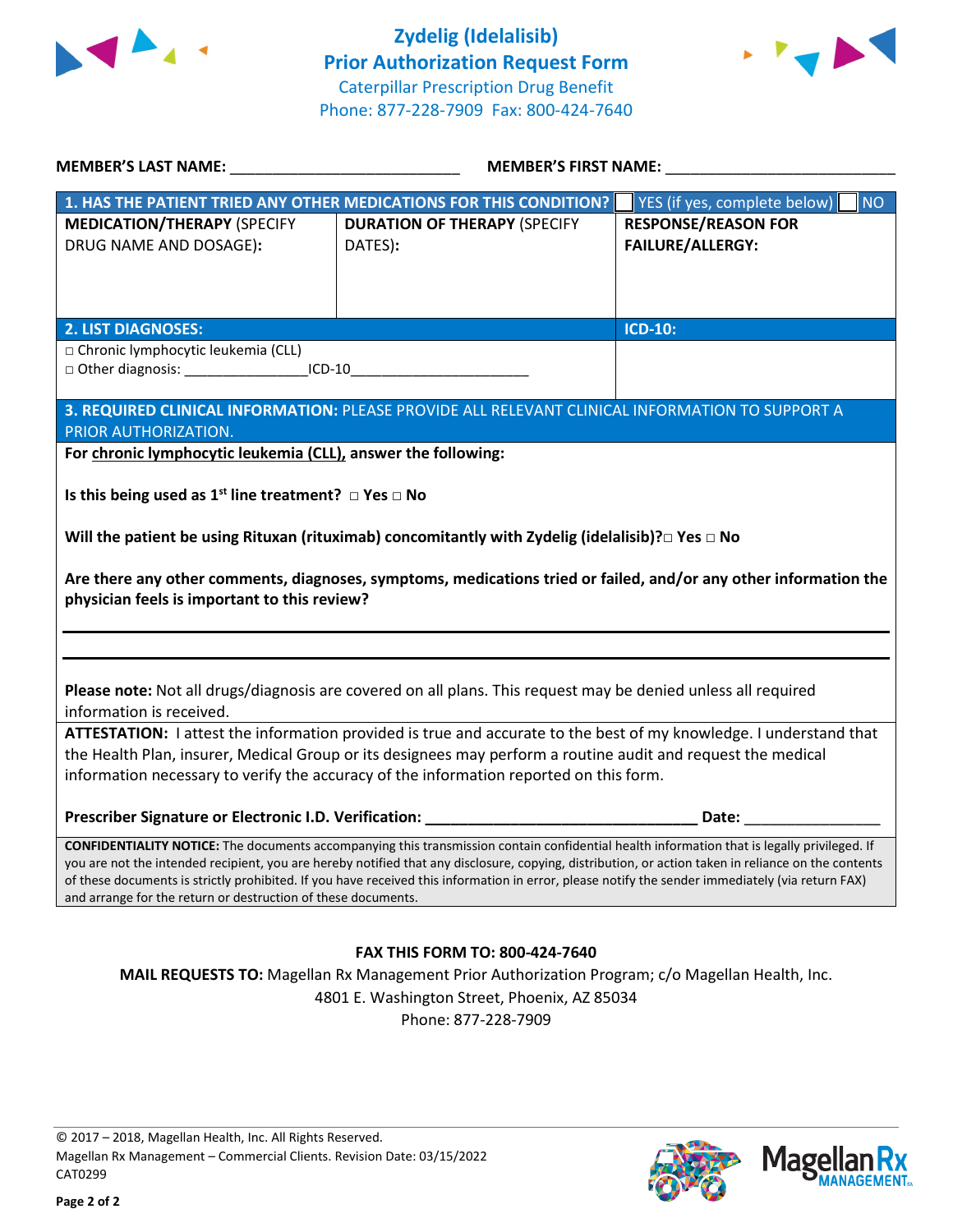# Zydelig (Idelalisib)
## Prior Authorization Request Form

Caterpillar Prescription Drug Benefit
Phone: 877-228-7909 Fax: 800-424-7640

**MEMBER'S LAST NAME:** ___________________________ **MEMBER'S FIRST NAME:** ___________________________

| **1. HAS THE PATIENT TRIED ANY OTHER MEDICATIONS FOR THIS CONDITION?** | | ☐ YES (if yes, complete below) ☐ NO |
|---|---|---|
| **MEDICATION/THERAPY** (SPECIFY DRUG NAME AND DOSAGE): | **DURATION OF THERAPY** (SPECIFY DATES): | **RESPONSE/REASON FOR FAILURE/ALLERGY:** |
| | | |

| **2. LIST DIAGNOSES:** | **ICD-10:** |
|---|---|
| □ Chronic lymphocytic leukemia (CLL)<br>□ Other diagnosis: _______________ICD-10_____________________ | |

**3. REQUIRED CLINICAL INFORMATION:** PLEASE PROVIDE ALL RELEVANT CLINICAL INFORMATION TO SUPPORT A PRIOR AUTHORIZATION.

**For chronic lymphocytic leukemia (CLL), answer the following:**

**Is this being used as 1st line treatment?** □ **Yes** □ **No**

**Will the patient be using Rituxan (rituximab) concomitantly with Zydelig (idelalisib)?**□ **Yes** □ **No**

**Are there any other comments, diagnoses, symptoms, medications tried or failed, and/or any other information the physician feels is important to this review?**

_______________________________________________________________

_______________________________________________________________

**Please note:** Not all drugs/diagnosis are covered on all plans. This request may be denied unless all required information is received.

**ATTESTATION:** I attest the information provided is true and accurate to the best of my knowledge. I understand that the Health Plan, insurer, Medical Group or its designees may perform a routine audit and request the medical information necessary to verify the accuracy of the information reported on this form.

**Prescriber Signature or Electronic I.D. Verification:** ________________________________ **Date:** _______________

**CONFIDENTIALITY NOTICE:** The documents accompanying this transmission contain confidential health information that is legally privileged. If you are not the intended recipient, you are hereby notified that any disclosure, copying, distribution, or action taken in reliance on the contents of these documents is strictly prohibited. If you have received this information in error, please notify the sender immediately (via return FAX) and arrange for the return or destruction of these documents.

**FAX THIS FORM TO: 800-424-7640**

**MAIL REQUESTS TO:** Magellan Rx Management Prior Authorization Program; c/o Magellan Health, Inc.
4801 E. Washington Street, Phoenix, AZ 85034
Phone: 877-228-7909

© 2017 – 2018, Magellan Health, Inc. All Rights Reserved.
Magellan Rx Management – Commercial Clients. Revision Date: 03/15/2022
CAT0299